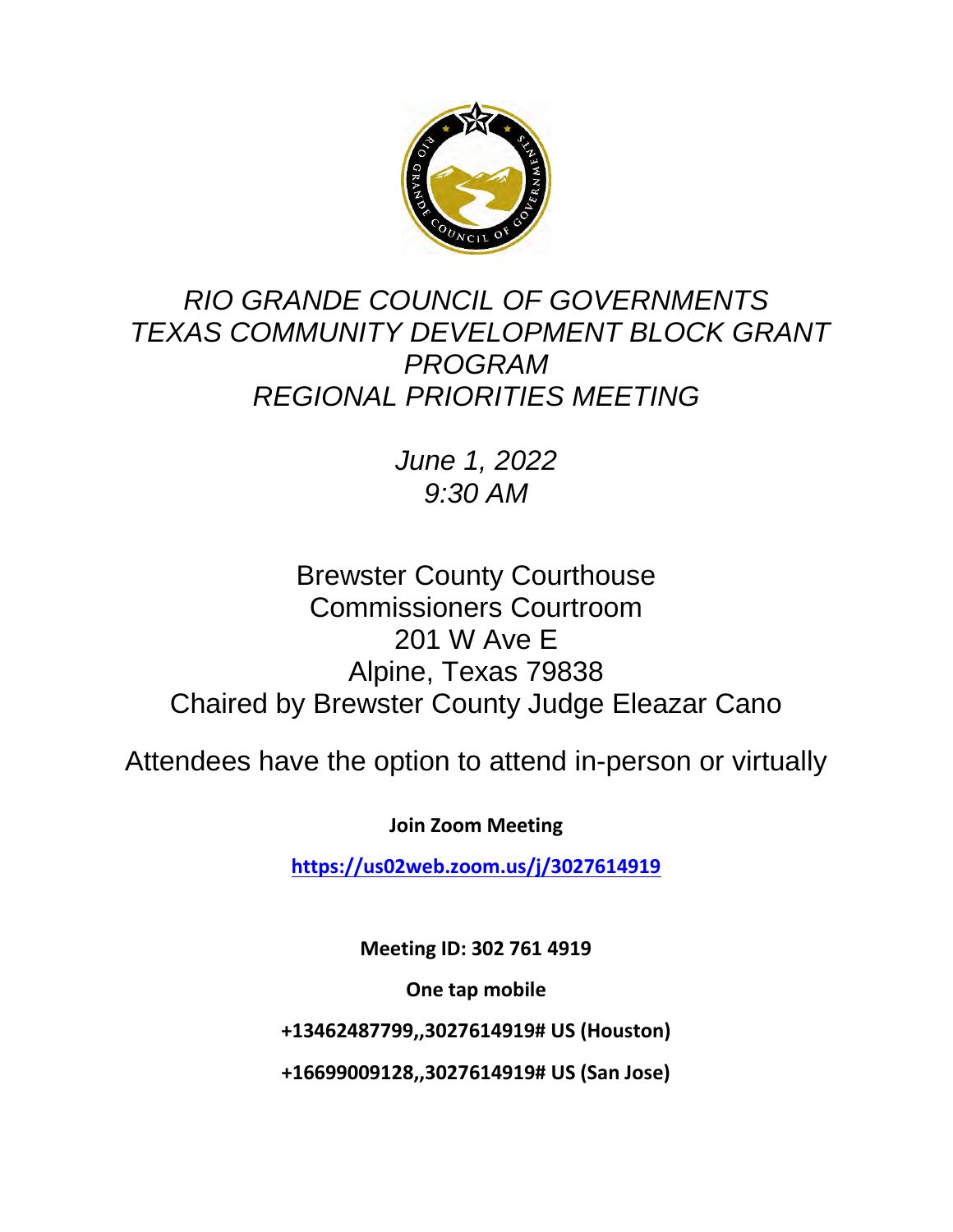# *RIO GRANDE COUNCIL OF GOVERNMENTS TEXAS COMMUNITY DEVELOPMENT BLOCK GRANT PROGRAM REGIONAL PRIORITIES MEETING*

*June 1, 2022*
*9:30 AM*

Brewster County Courthouse
Commissioners Courtroom
201 W Ave E
Alpine, Texas 79838
Chaired by Brewster County Judge Eleazar Cano

Attendees have the option to attend in-person or virtually

**Join Zoom Meeting**

**https://us02web.zoom.us/j/3027614919**

**Meeting ID: 302 761 4919**

**One tap mobile**

**+13462487799,,3027614919# US (Houston)**

**+16699009128,,3027614919# US (San Jose)**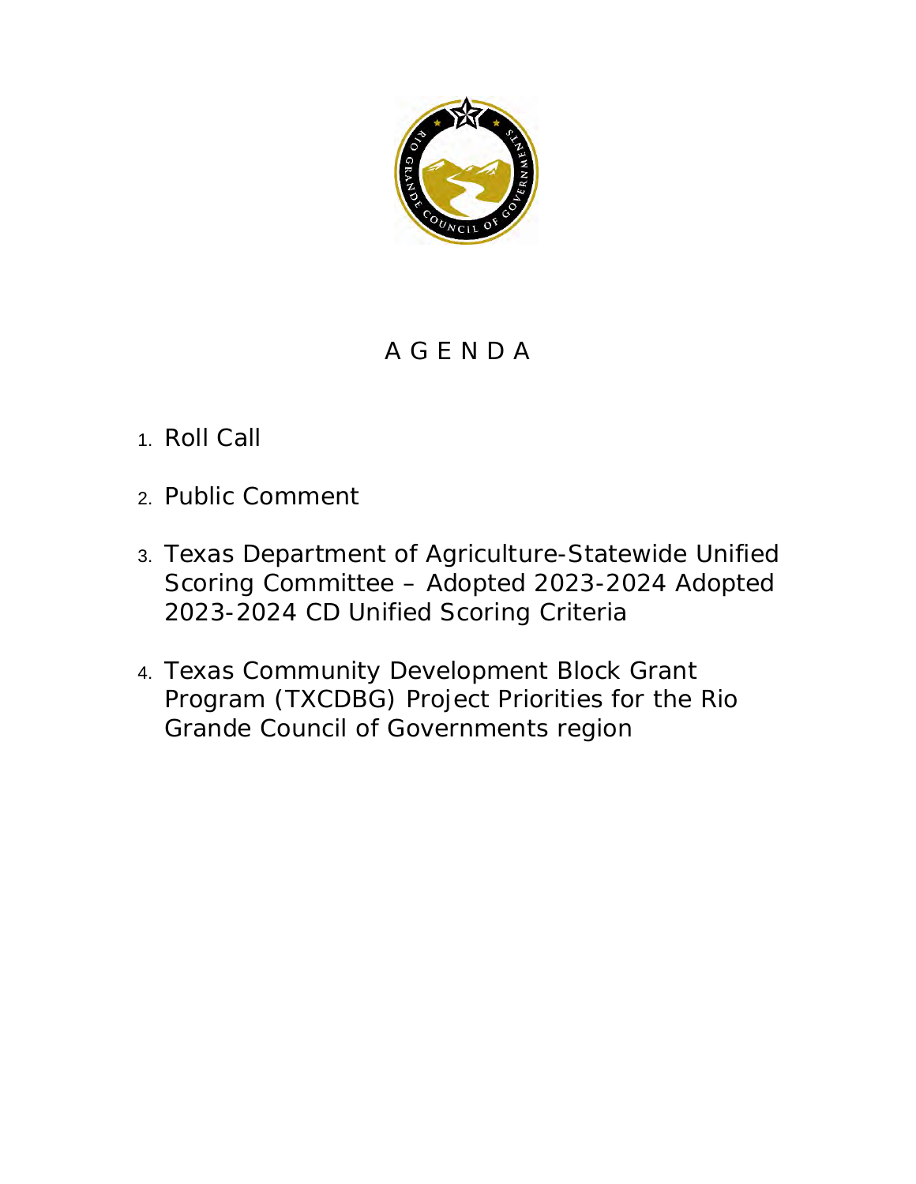# A G E N D A

1. Roll Call

2. Public Comment

3. Texas Department of Agriculture-Statewide Unified Scoring Committee – Adopted 2023-2024 Adopted 2023-2024 CD Unified Scoring Criteria

4. Texas Community Development Block Grant Program (TXCDBG) Project Priorities for the Rio Grande Council of Governments region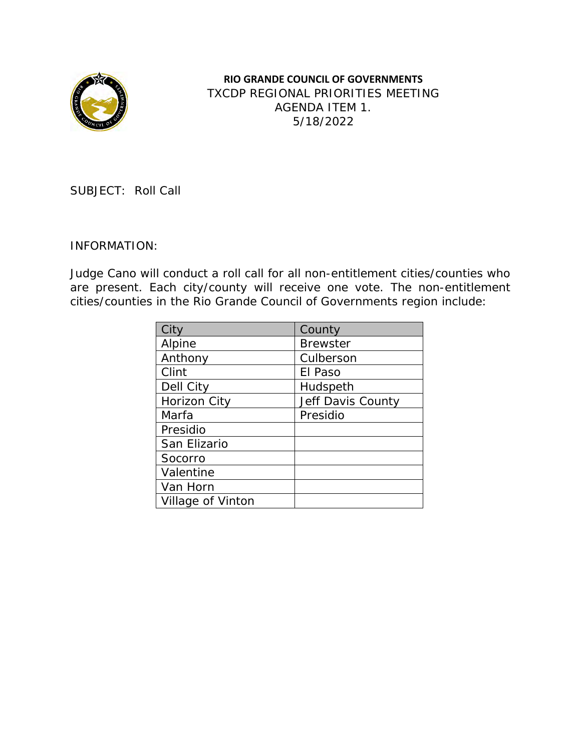**RIO GRANDE COUNCIL OF GOVERNMENTS**
TXCDP REGIONAL PRIORITIES MEETING
AGENDA ITEM 1.
5/18/2022

SUBJECT: Roll Call

INFORMATION:

Judge Cano will conduct a roll call for all non-entitlement cities/counties who are present. Each city/county will receive one vote. The non-entitlement cities/counties in the Rio Grande Council of Governments region include:

| City | County |
|---|---|
| Alpine | Brewster |
| Anthony | Culberson |
| Clint | El Paso |
| Dell City | Hudspeth |
| Horizon City | Jeff Davis County |
| Marfa | Presidio |
| Presidio | |
| San Elizario | |
| Socorro | |
| Valentine | |
| Van Horn | |
| Village of Vinton | |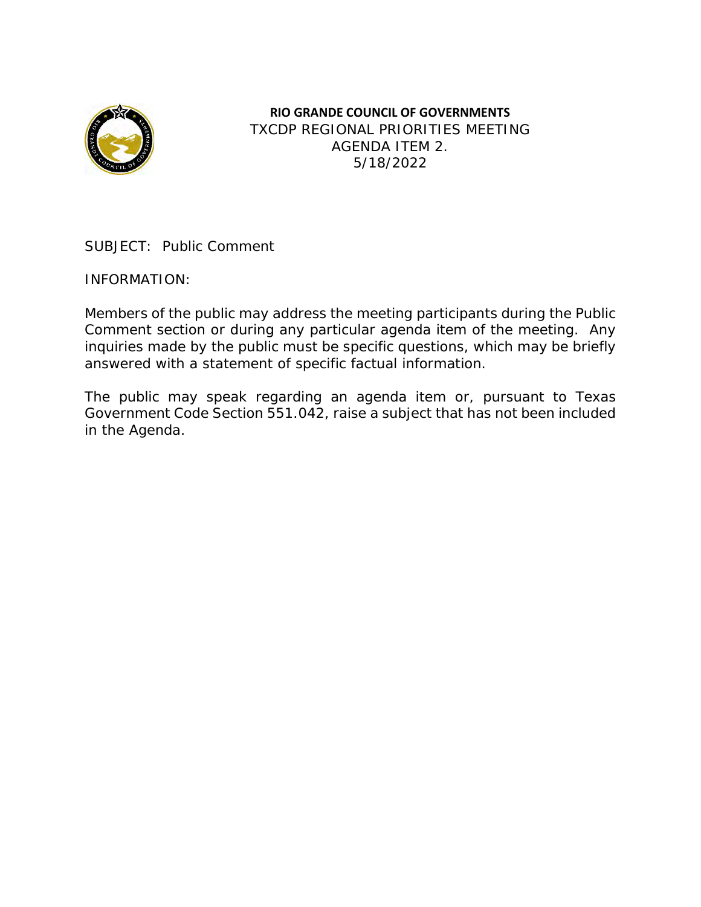**RIO GRANDE COUNCIL OF GOVERNMENTS**
TXCDP REGIONAL PRIORITIES MEETING
AGENDA ITEM 2.
5/18/2022

SUBJECT: Public Comment

INFORMATION:

Members of the public may address the meeting participants during the Public Comment section or during any particular agenda item of the meeting. Any inquiries made by the public must be specific questions, which may be briefly answered with a statement of specific factual information.

The public may speak regarding an agenda item or, pursuant to Texas Government Code Section 551.042, raise a subject that has not been included in the Agenda.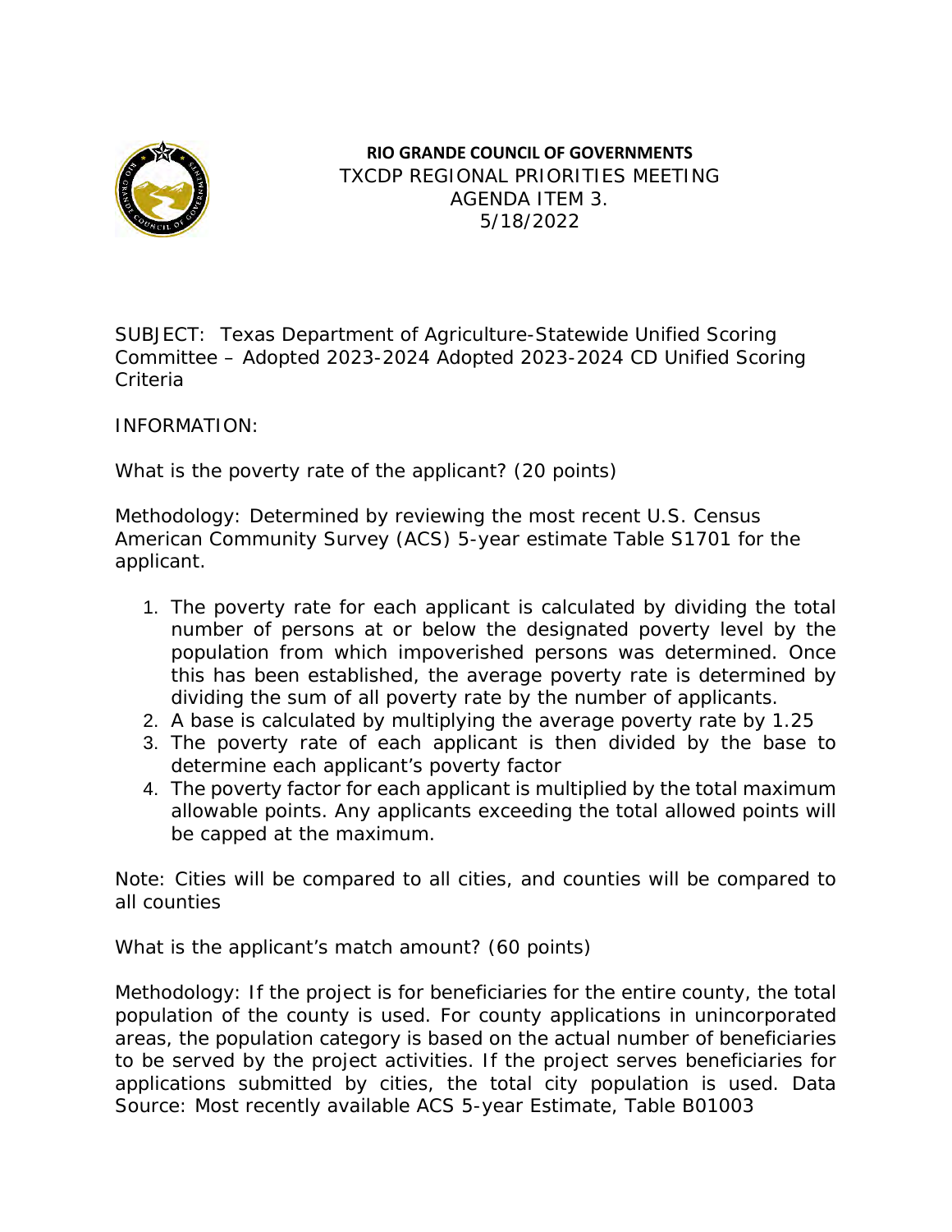**RIO GRANDE COUNCIL OF GOVERNMENTS**
TXCDP REGIONAL PRIORITIES MEETING
AGENDA ITEM 3.
5/18/2022

SUBJECT: Texas Department of Agriculture-Statewide Unified Scoring Committee – Adopted 2023-2024 Adopted 2023-2024 CD Unified Scoring Criteria

INFORMATION:

What is the poverty rate of the applicant? (20 points)

Methodology: Determined by reviewing the most recent U.S. Census American Community Survey (ACS) 5-year estimate Table S1701 for the applicant.

1. The poverty rate for each applicant is calculated by dividing the total number of persons at or below the designated poverty level by the population from which impoverished persons was determined. Once this has been established, the average poverty rate is determined by dividing the sum of all poverty rate by the number of applicants.
2. A base is calculated by multiplying the average poverty rate by 1.25
3. The poverty rate of each applicant is then divided by the base to determine each applicant's poverty factor
4. The poverty factor for each applicant is multiplied by the total maximum allowable points. Any applicants exceeding the total allowed points will be capped at the maximum.

Note: Cities will be compared to all cities, and counties will be compared to all counties

What is the applicant's match amount? (60 points)

Methodology: If the project is for beneficiaries for the entire county, the total population of the county is used. For county applications in unincorporated areas, the population category is based on the actual number of beneficiaries to be served by the project activities. If the project serves beneficiaries for applications submitted by cities, the total city population is used. Data Source: Most recently available ACS 5-year Estimate, Table B01003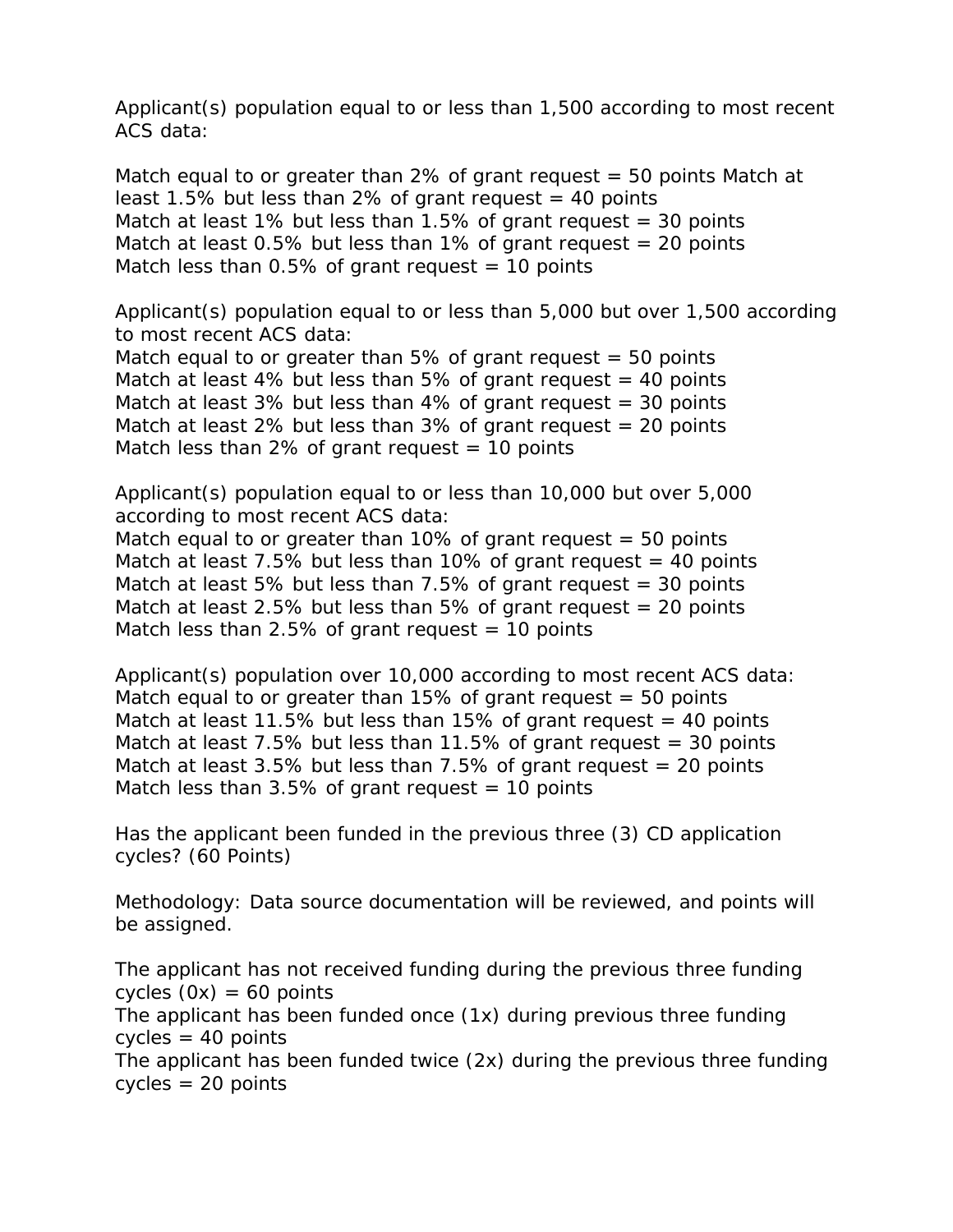Applicant(s) population equal to or less than 1,500 according to most recent ACS data:

Match equal to or greater than 2% of grant request = 50 points Match at least 1.5% but less than 2% of grant request = 40 points
Match at least 1% but less than 1.5% of grant request = 30 points
Match at least 0.5% but less than 1% of grant request = 20 points
Match less than 0.5% of grant request = 10 points

Applicant(s) population equal to or less than 5,000 but over 1,500 according to most recent ACS data:
Match equal to or greater than 5% of grant request = 50 points
Match at least 4% but less than 5% of grant request = 40 points
Match at least 3% but less than 4% of grant request = 30 points
Match at least 2% but less than 3% of grant request = 20 points
Match less than 2% of grant request = 10 points

Applicant(s) population equal to or less than 10,000 but over 5,000 according to most recent ACS data:
Match equal to or greater than 10% of grant request = 50 points
Match at least 7.5% but less than 10% of grant request = 40 points
Match at least 5% but less than 7.5% of grant request = 30 points
Match at least 2.5% but less than 5% of grant request = 20 points
Match less than 2.5% of grant request = 10 points

Applicant(s) population over 10,000 according to most recent ACS data:
Match equal to or greater than 15% of grant request = 50 points
Match at least 11.5% but less than 15% of grant request = 40 points
Match at least 7.5% but less than 11.5% of grant request = 30 points
Match at least 3.5% but less than 7.5% of grant request = 20 points
Match less than 3.5% of grant request = 10 points

Has the applicant been funded in the previous three (3) CD application cycles? (60 Points)

Methodology: Data source documentation will be reviewed, and points will be assigned.

The applicant has not received funding during the previous three funding cycles (0x) = 60 points
The applicant has been funded once (1x) during previous three funding cycles = 40 points
The applicant has been funded twice (2x) during the previous three funding cycles = 20 points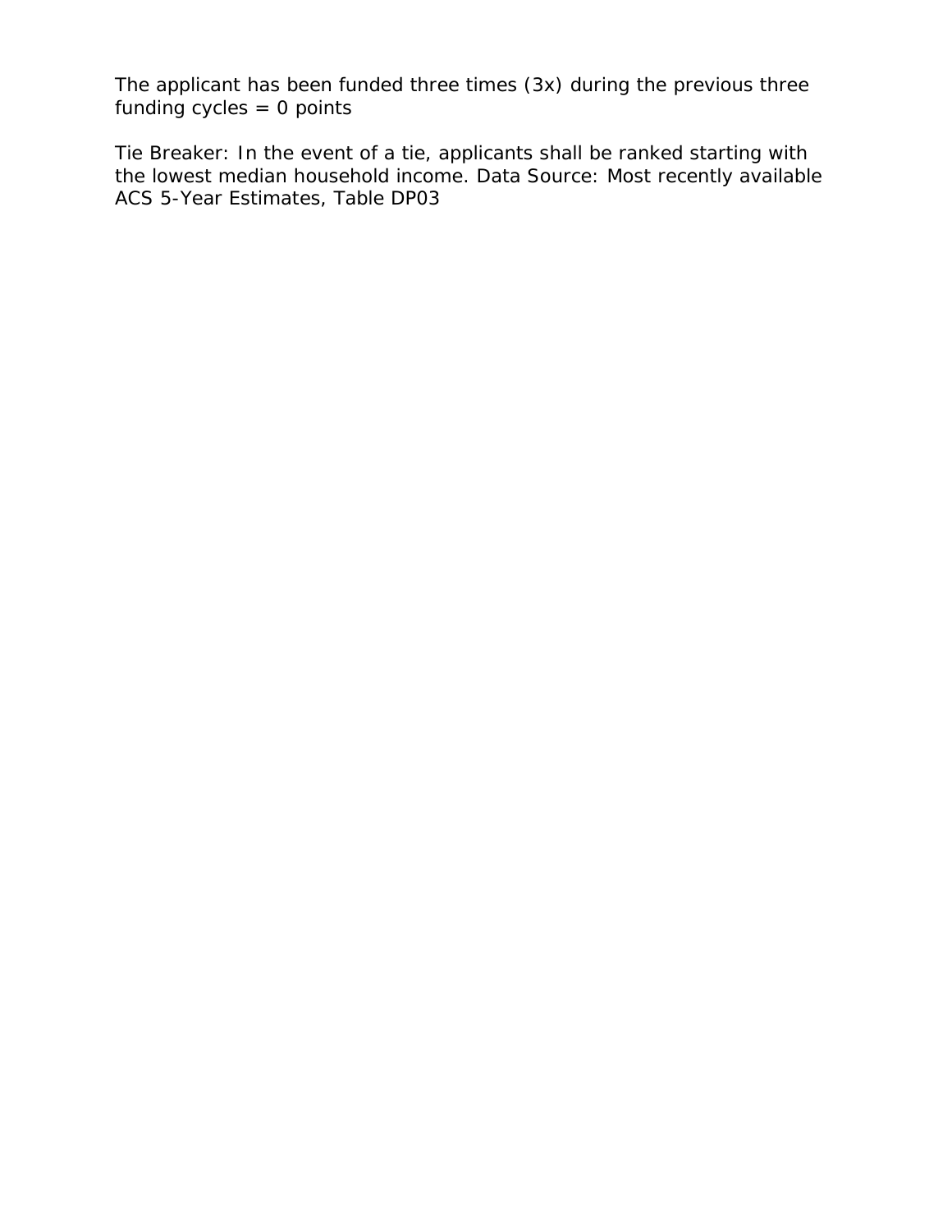The applicant has been funded three times (3x) during the previous three funding cycles = 0 points

Tie Breaker: In the event of a tie, applicants shall be ranked starting with the lowest median household income. Data Source: Most recently available ACS 5-Year Estimates, Table DP03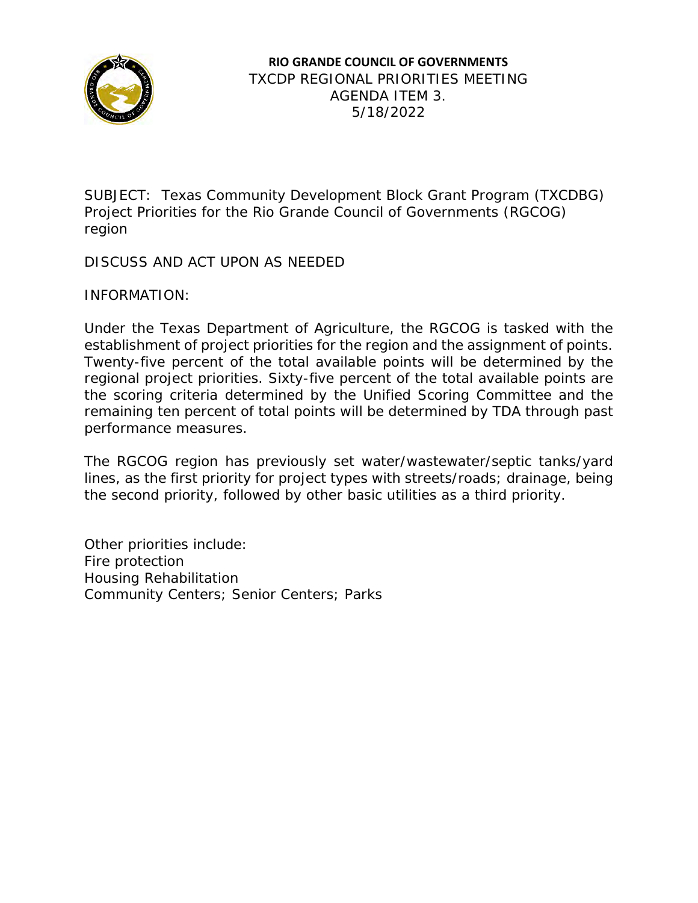**RIO GRANDE COUNCIL OF GOVERNMENTS**
TXCDP REGIONAL PRIORITIES MEETING
AGENDA ITEM 3.
5/18/2022

SUBJECT: Texas Community Development Block Grant Program (TXCDBG) Project Priorities for the Rio Grande Council of Governments (RGCOG) region

DISCUSS AND ACT UPON AS NEEDED

INFORMATION:

Under the Texas Department of Agriculture, the RGCOG is tasked with the establishment of project priorities for the region and the assignment of points. Twenty-five percent of the total available points will be determined by the regional project priorities. Sixty-five percent of the total available points are the scoring criteria determined by the Unified Scoring Committee and the remaining ten percent of total points will be determined by TDA through past performance measures.

The RGCOG region has previously set water/wastewater/septic tanks/yard lines, as the first priority for project types with streets/roads; drainage, being the second priority, followed by other basic utilities as a third priority.

Other priorities include:
Fire protection
Housing Rehabilitation
Community Centers; Senior Centers; Parks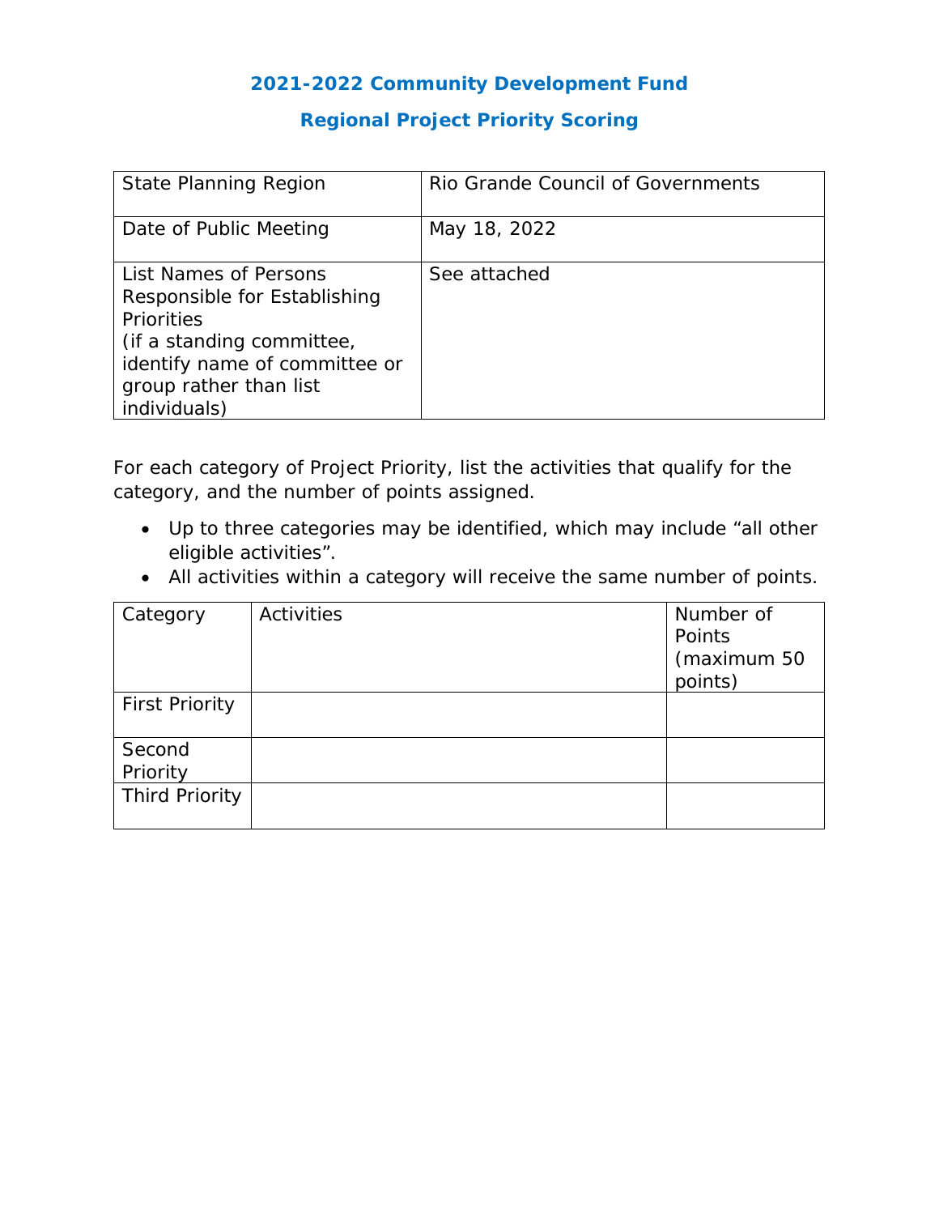## 2021-2022 Community Development Fund

## Regional Project Priority Scoring

| | |
|---|---|
| State Planning Region | Rio Grande Council of Governments |
| Date of Public Meeting | May 18, 2022 |
| List Names of Persons Responsible for Establishing Priorities (if a standing committee, identify name of committee or group rather than list individuals) | See attached |

For each category of Project Priority, list the activities that qualify for the category, and the number of points assigned.

- Up to three categories may be identified, which may include "all other eligible activities".
- All activities within a category will receive the same number of points.

| Category | Activities | Number of Points (maximum 50 points) |
|---|---|---|
| First Priority | | |
| Second Priority | | |
| Third Priority | | |